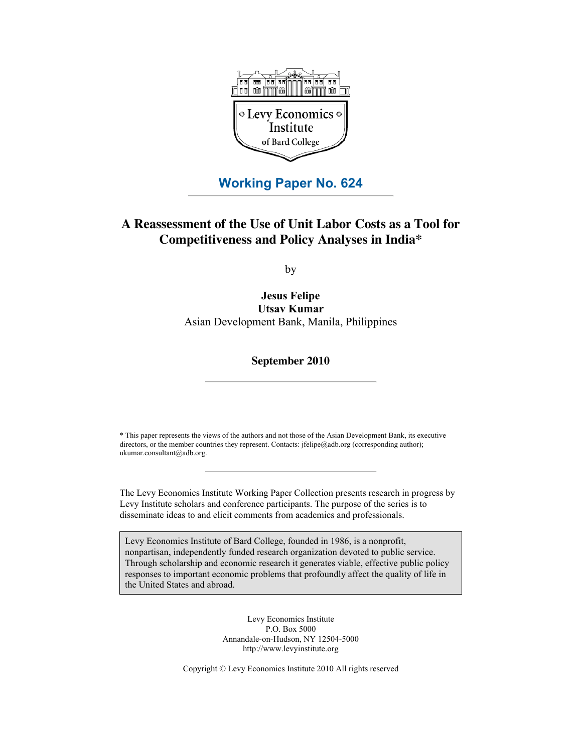Levy Economics Institute of Bard College

## Working Paper No. 624

# A Reassessment of the Use of Unit Labor Costs as a Tool for Competitiveness and Policy Analyses in India*

by

**Jesus Felipe**
**Utsav Kumar**
Asian Development Bank, Manila, Philippines

**September 2010**

* This paper represents the views of the authors and not those of the Asian Development Bank, its executive directors, or the member countries they represent. Contacts: jfelipe@adb.org (corresponding author); ukumar.consultant@adb.org.

The Levy Economics Institute Working Paper Collection presents research in progress by Levy Institute scholars and conference participants. The purpose of the series is to disseminate ideas to and elicit comments from academics and professionals.

Levy Economics Institute of Bard College, founded in 1986, is a nonprofit, nonpartisan, independently funded research organization devoted to public service. Through scholarship and economic research it generates viable, effective public policy responses to important economic problems that profoundly affect the quality of life in the United States and abroad.

Levy Economics Institute
P.O. Box 5000
Annandale-on-Hudson, NY 12504-5000
http://www.levyinstitute.org

Copyright © Levy Economics Institute 2010 All rights reserved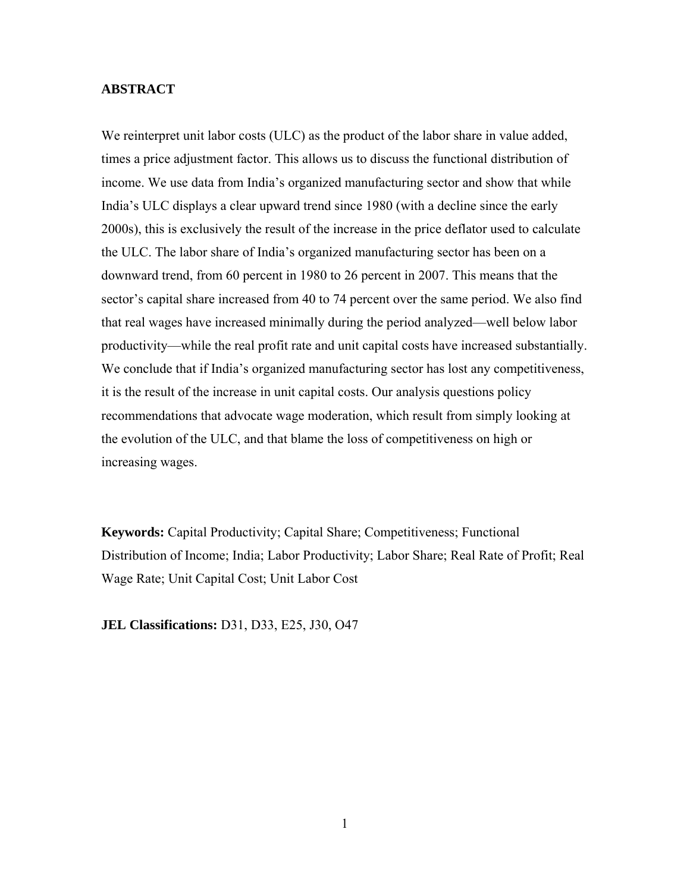## ABSTRACT

We reinterpret unit labor costs (ULC) as the product of the labor share in value added, times a price adjustment factor. This allows us to discuss the functional distribution of income. We use data from India's organized manufacturing sector and show that while India's ULC displays a clear upward trend since 1980 (with a decline since the early 2000s), this is exclusively the result of the increase in the price deflator used to calculate the ULC. The labor share of India's organized manufacturing sector has been on a downward trend, from 60 percent in 1980 to 26 percent in 2007. This means that the sector's capital share increased from 40 to 74 percent over the same period. We also find that real wages have increased minimally during the period analyzed—well below labor productivity—while the real profit rate and unit capital costs have increased substantially. We conclude that if India's organized manufacturing sector has lost any competitiveness, it is the result of the increase in unit capital costs. Our analysis questions policy recommendations that advocate wage moderation, which result from simply looking at the evolution of the ULC, and that blame the loss of competitiveness on high or increasing wages.

**Keywords:** Capital Productivity; Capital Share; Competitiveness; Functional Distribution of Income; India; Labor Productivity; Labor Share; Real Rate of Profit; Real Wage Rate; Unit Capital Cost; Unit Labor Cost

**JEL Classifications:** D31, D33, E25, J30, O47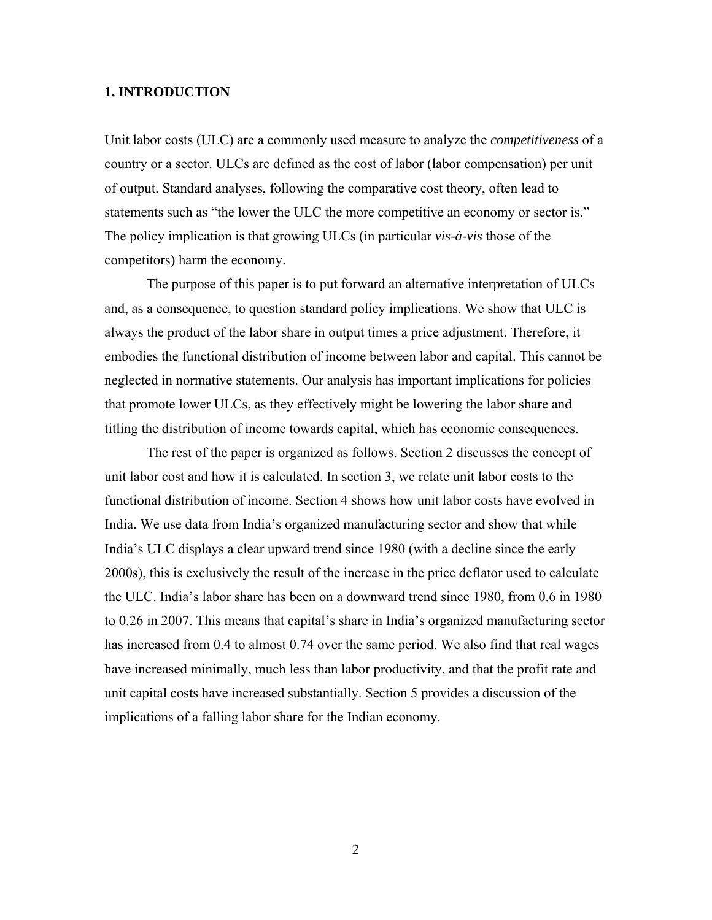## 1. INTRODUCTION

Unit labor costs (ULC) are a commonly used measure to analyze the *competitiveness* of a country or a sector. ULCs are defined as the cost of labor (labor compensation) per unit of output. Standard analyses, following the comparative cost theory, often lead to statements such as "the lower the ULC the more competitive an economy or sector is." The policy implication is that growing ULCs (in particular *vis-à-vis* those of the competitors) harm the economy.

The purpose of this paper is to put forward an alternative interpretation of ULCs and, as a consequence, to question standard policy implications. We show that ULC is always the product of the labor share in output times a price adjustment. Therefore, it embodies the functional distribution of income between labor and capital. This cannot be neglected in normative statements. Our analysis has important implications for policies that promote lower ULCs, as they effectively might be lowering the labor share and titling the distribution of income towards capital, which has economic consequences.

The rest of the paper is organized as follows. Section 2 discusses the concept of unit labor cost and how it is calculated. In section 3, we relate unit labor costs to the functional distribution of income. Section 4 shows how unit labor costs have evolved in India. We use data from India's organized manufacturing sector and show that while India's ULC displays a clear upward trend since 1980 (with a decline since the early 2000s), this is exclusively the result of the increase in the price deflator used to calculate the ULC. India's labor share has been on a downward trend since 1980, from 0.6 in 1980 to 0.26 in 2007. This means that capital's share in India's organized manufacturing sector has increased from 0.4 to almost 0.74 over the same period. We also find that real wages have increased minimally, much less than labor productivity, and that the profit rate and unit capital costs have increased substantially. Section 5 provides a discussion of the implications of a falling labor share for the Indian economy.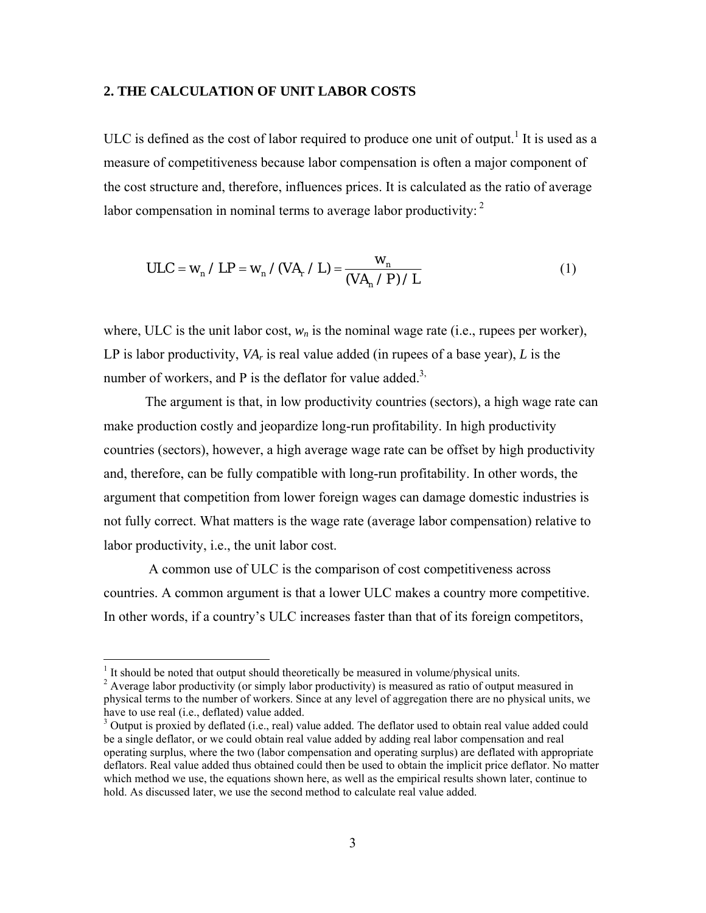## 2. THE CALCULATION OF UNIT LABOR COSTS

ULC is defined as the cost of labor required to produce one unit of output.[1] It is used as a measure of competitiveness because labor compensation is often a major component of the cost structure and, therefore, influences prices. It is calculated as the ratio of average labor compensation in nominal terms to average labor productivity: [2]

$$\text{ULC} = w_n / \text{LP} = w_n / (VA_r / L) = \frac{w_n}{(VA_n / P) / L} \tag{1}$$

where, ULC is the unit labor cost, $w_n$ is the nominal wage rate (i.e., rupees per worker), LP is labor productivity, $VA_r$ is real value added (in rupees of a base year), $L$ is the number of workers, and P is the deflator for value added.[3,]

The argument is that, in low productivity countries (sectors), a high wage rate can make production costly and jeopardize long-run profitability. In high productivity countries (sectors), however, a high average wage rate can be offset by high productivity and, therefore, can be fully compatible with long-run profitability. In other words, the argument that competition from lower foreign wages can damage domestic industries is not fully correct. What matters is the wage rate (average labor compensation) relative to labor productivity, i.e., the unit labor cost.

A common use of ULC is the comparison of cost competitiveness across countries. A common argument is that a lower ULC makes a country more competitive. In other words, if a country's ULC increases faster than that of its foreign competitors,

---

[1] It should be noted that output should theoretically be measured in volume/physical units.

[2] Average labor productivity (or simply labor productivity) is measured as ratio of output measured in physical terms to the number of workers. Since at any level of aggregation there are no physical units, we have to use real (i.e., deflated) value added.

[3] Output is proxied by deflated (i.e., real) value added. The deflator used to obtain real value added could be a single deflator, or we could obtain real value added by adding real labor compensation and real operating surplus, where the two (labor compensation and operating surplus) are deflated with appropriate deflators. Real value added thus obtained could then be used to obtain the implicit price deflator. No matter which method we use, the equations shown here, as well as the empirical results shown later, continue to hold. As discussed later, we use the second method to calculate real value added.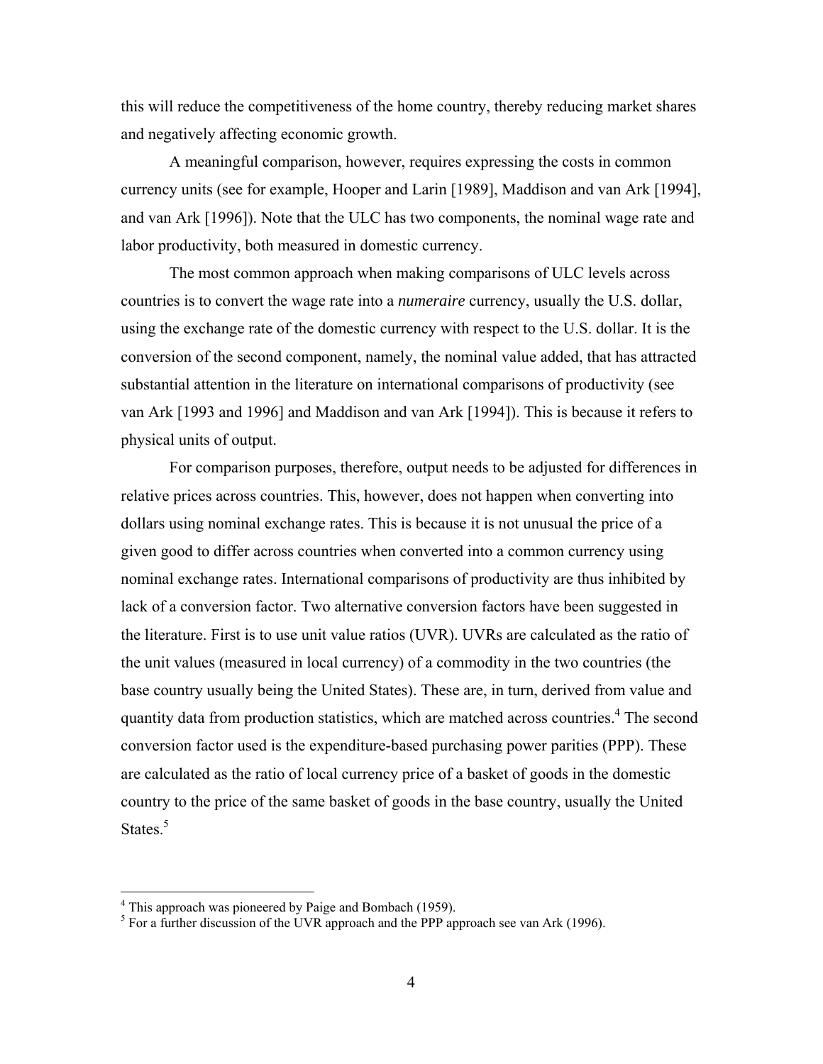this will reduce the competitiveness of the home country, thereby reducing market shares and negatively affecting economic growth.

A meaningful comparison, however, requires expressing the costs in common currency units (see for example, Hooper and Larin [1989], Maddison and van Ark [1994], and van Ark [1996]). Note that the ULC has two components, the nominal wage rate and labor productivity, both measured in domestic currency.

The most common approach when making comparisons of ULC levels across countries is to convert the wage rate into a *numeraire* currency, usually the U.S. dollar, using the exchange rate of the domestic currency with respect to the U.S. dollar. It is the conversion of the second component, namely, the nominal value added, that has attracted substantial attention in the literature on international comparisons of productivity (see van Ark [1993 and 1996] and Maddison and van Ark [1994]). This is because it refers to physical units of output.

For comparison purposes, therefore, output needs to be adjusted for differences in relative prices across countries. This, however, does not happen when converting into dollars using nominal exchange rates. This is because it is not unusual the price of a given good to differ across countries when converted into a common currency using nominal exchange rates. International comparisons of productivity are thus inhibited by lack of a conversion factor. Two alternative conversion factors have been suggested in the literature. First is to use unit value ratios (UVR). UVRs are calculated as the ratio of the unit values (measured in local currency) of a commodity in the two countries (the base country usually being the United States). These are, in turn, derived from value and quantity data from production statistics, which are matched across countries.[4] The second conversion factor used is the expenditure-based purchasing power parities (PPP). These are calculated as the ratio of local currency price of a basket of goods in the domestic country to the price of the same basket of goods in the base country, usually the United States.[5]

[4] This approach was pioneered by Paige and Bombach (1959).

[5] For a further discussion of the UVR approach and the PPP approach see van Ark (1996).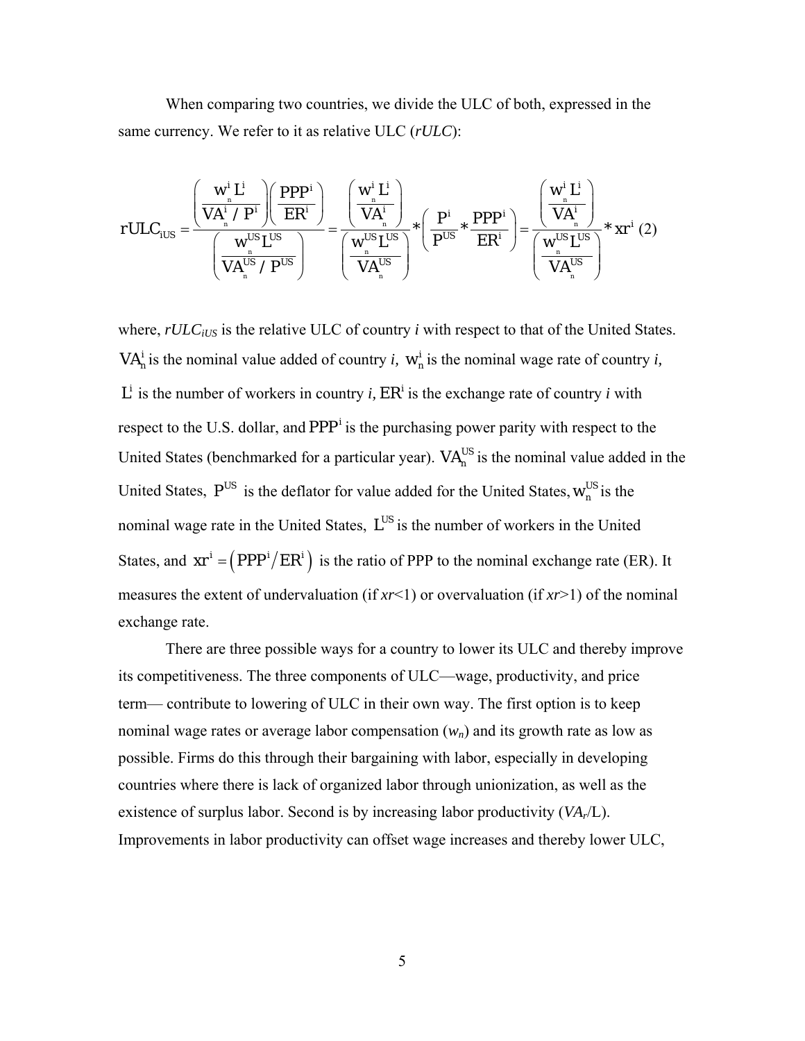When comparing two countries, we divide the ULC of both, expressed in the same currency. We refer to it as relative ULC (*rULC*):

$$rULC_{iUS} = \frac{\left(\frac{w_n^i L^i}{VA_n^i / P^i}\right)\left(\frac{PPP^i}{ER^i}\right)}{\left(\frac{w_n^{US} L^{US}}{VA_n^{US} / P^{US}}\right)} = \frac{\left(\frac{w_n^i L^i}{VA_n^i}\right)}{\left(\frac{w_n^{US} L^{US}}{VA_n^{US}}\right)} * \left(\frac{P^i}{P^{US}} * \frac{PPP^i}{ER^i}\right) = \frac{\left(\frac{w_n^i L^i}{VA_n^i}\right)}{\left(\frac{w_n^{US} L^{US}}{VA_n^{US}}\right)} * xr^i \quad (2)$$

where, $rULC_{iUS}$ is the relative ULC of country *i* with respect to that of the United States. $VA_n^i$ is the nominal value added of country *i,* $w_n^i$ is the nominal wage rate of country *i,* $L^i$ is the number of workers in country *i,* $ER^i$ is the exchange rate of country *i* with respect to the U.S. dollar, and $PPP^i$ is the purchasing power parity with respect to the United States (benchmarked for a particular year). $VA_n^{US}$ is the nominal value added in the United States, $P^{US}$ is the deflator for value added for the United States, $w_n^{US}$ is the nominal wage rate in the United States, $L^{US}$ is the number of workers in the United States, and $xr^i = \left(PPP^i / ER^i\right)$ is the ratio of PPP to the nominal exchange rate (ER). It measures the extent of undervaluation (if $xr<1$) or overvaluation (if $xr>1$) of the nominal exchange rate.

There are three possible ways for a country to lower its ULC and thereby improve its competitiveness. The three components of ULC—wage, productivity, and price term— contribute to lowering of ULC in their own way. The first option is to keep nominal wage rates or average labor compensation ($w_n$) and its growth rate as low as possible. Firms do this through their bargaining with labor, especially in developing countries where there is lack of organized labor through unionization, as well as the existence of surplus labor. Second is by increasing labor productivity ($VA_r/L$). Improvements in labor productivity can offset wage increases and thereby lower ULC,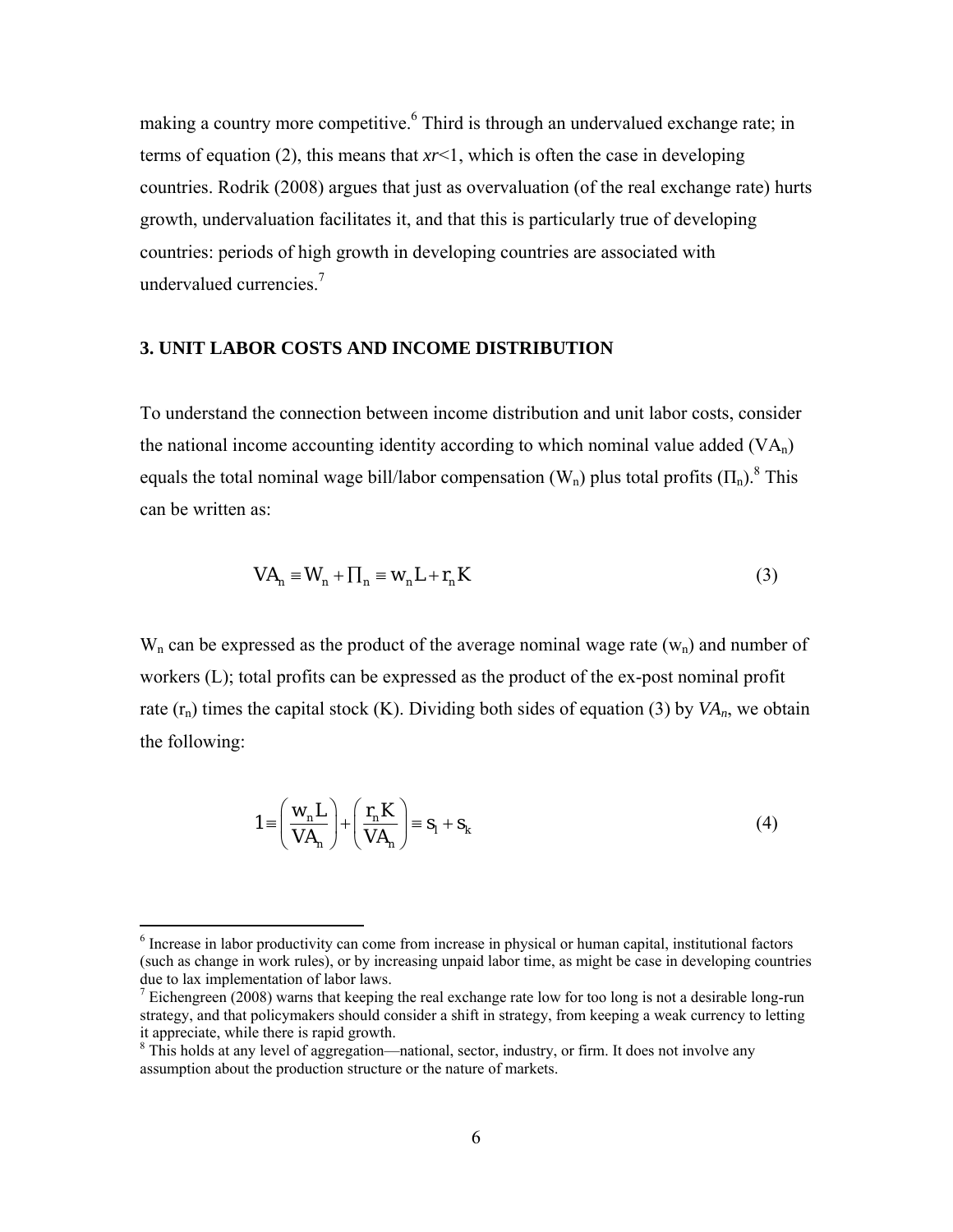making a country more competitive.[6] Third is through an undervalued exchange rate; in terms of equation (2), this means that $xr<1$, which is often the case in developing countries. Rodrik (2008) argues that just as overvaluation (of the real exchange rate) hurts growth, undervaluation facilitates it, and that this is particularly true of developing countries: periods of high growth in developing countries are associated with undervalued currencies.[7]

### 3. UNIT LABOR COSTS AND INCOME DISTRIBUTION

To understand the connection between income distribution and unit labor costs, consider the national income accounting identity according to which nominal value added ($VA_n$) equals the total nominal wage bill/labor compensation ($W_n$) plus total profits ($\Pi_n$).[8] This can be written as:

$$VA_n \equiv W_n + \prod_n \equiv w_n L + r_n K \tag{3}$$

$W_n$ can be expressed as the product of the average nominal wage rate ($w_n$) and number of workers (L); total profits can be expressed as the product of the ex-post nominal profit rate ($r_n$) times the capital stock (K). Dividing both sides of equation (3) by $VA_n$, we obtain the following:

$$1 \equiv \left(\frac{w_n L}{VA_n}\right) + \left(\frac{r_n K}{VA_n}\right) \equiv s_l + s_k \tag{4}$$

---

[6] Increase in labor productivity can come from increase in physical or human capital, institutional factors (such as change in work rules), or by increasing unpaid labor time, as might be case in developing countries due to lax implementation of labor laws.

[7] Eichengreen (2008) warns that keeping the real exchange rate low for too long is not a desirable long-run strategy, and that policymakers should consider a shift in strategy, from keeping a weak currency to letting it appreciate, while there is rapid growth.

[8] This holds at any level of aggregation—national, sector, industry, or firm. It does not involve any assumption about the production structure or the nature of markets.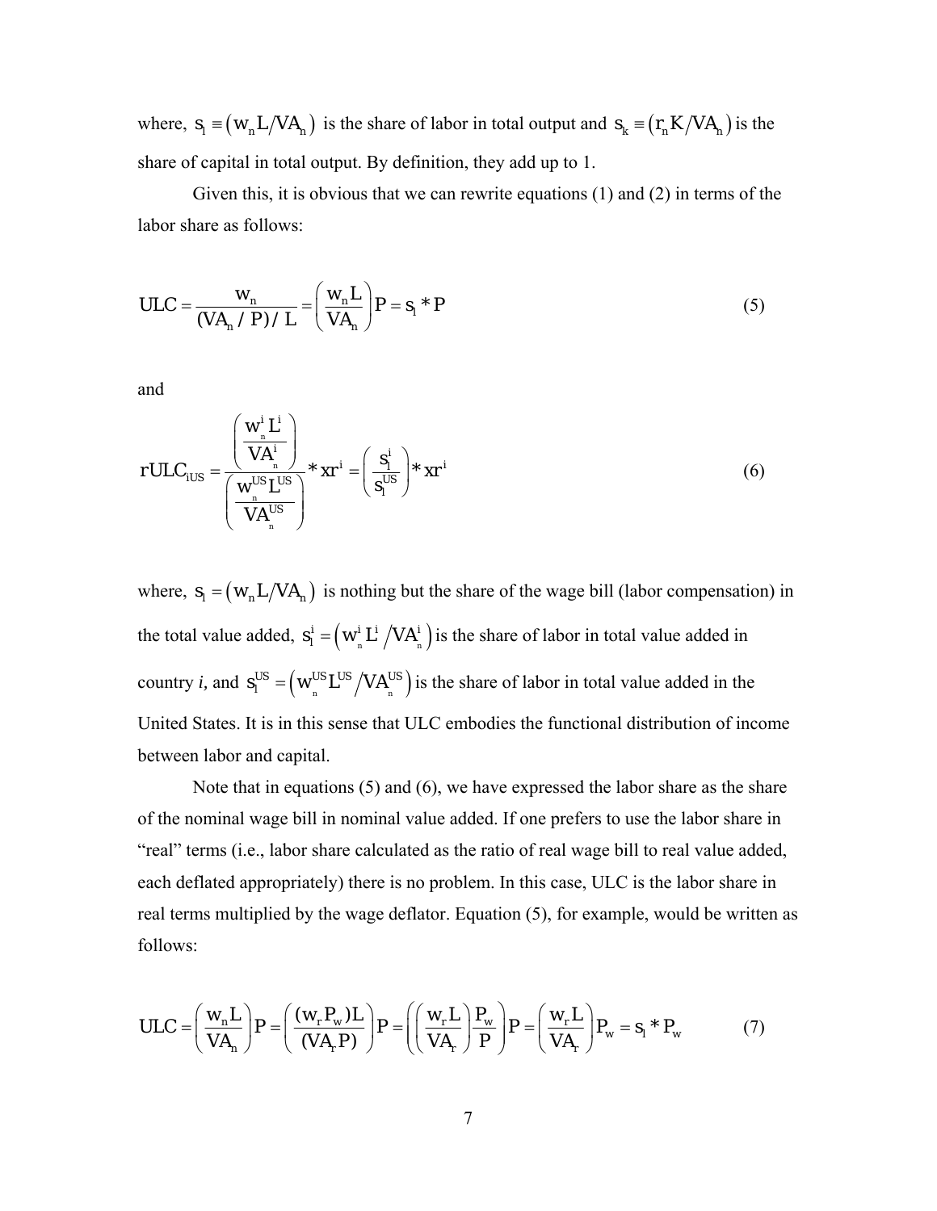where, $s_l \equiv \left(w_n L / VA_n\right)$ is the share of labor in total output and $s_k \equiv \left(r_n K / VA_n\right)$ is the share of capital in total output. By definition, they add up to 1.

Given this, it is obvious that we can rewrite equations (1) and (2) in terms of the labor share as follows:

$$ULC = \frac{w_n}{(VA_n / P) / L} = \left(\frac{w_n L}{VA_n}\right) P = s_l * P \tag{5}$$

and

$$rULC_{iUS} = \frac{\left(\dfrac{w_n^i L^i}{VA_n^i}\right)}{\left(\dfrac{w_n^{US} L^{US}}{VA_n^{US}}\right)} * xr^i = \left(\frac{s_l^i}{s_l^{US}}\right) * xr^i \tag{6}$$

where, $s_l = \left(w_n L / VA_n\right)$ is nothing but the share of the wage bill (labor compensation) in the total value added, $s_l^i = \left(w_n^i L^i / VA_n^i\right)$ is the share of labor in total value added in country *i,* and $s_l^{US} = \left(w_n^{US} L^{US} / VA_n^{US}\right)$ is the share of labor in total value added in the United States. It is in this sense that ULC embodies the functional distribution of income between labor and capital.

Note that in equations (5) and (6), we have expressed the labor share as the share of the nominal wage bill in nominal value added. If one prefers to use the labor share in "real" terms (i.e., labor share calculated as the ratio of real wage bill to real value added, each deflated appropriately) there is no problem. In this case, ULC is the labor share in real terms multiplied by the wage deflator. Equation (5), for example, would be written as follows:

$$ULC = \left(\frac{w_n L}{VA_n}\right) P = \left(\frac{(w_r P_w) L}{(VA_r P)}\right) P = \left(\left(\frac{w_r L}{VA_r}\right)\frac{P_w}{P}\right) P = \left(\frac{w_r L}{VA_r}\right) P_w = s_l * P_w \tag{7}$$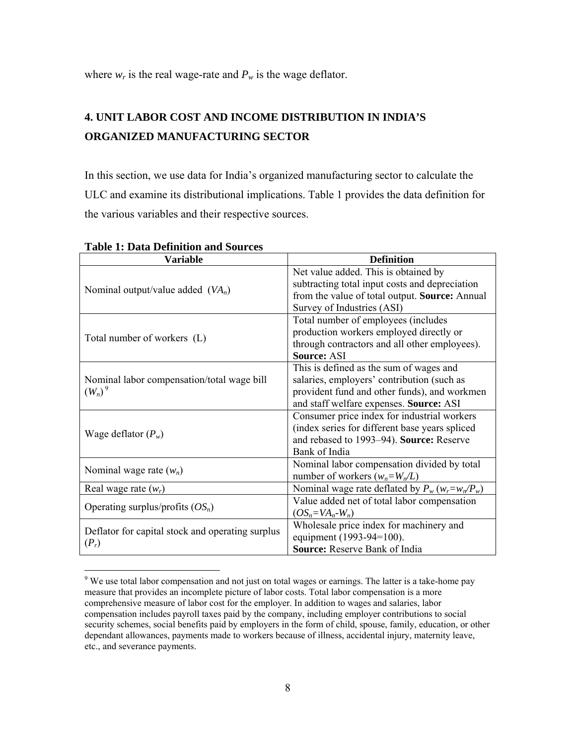where $w_r$ is the real wage-rate and $P_w$ is the wage deflator.

## 4. UNIT LABOR COST AND INCOME DISTRIBUTION IN INDIA'S ORGANIZED MANUFACTURING SECTOR

In this section, we use data for India's organized manufacturing sector to calculate the ULC and examine its distributional implications. Table 1 provides the data definition for the various variables and their respective sources.

**Table 1: Data Definition and Sources**

| Variable | Definition |
|---|---|
| Nominal output/value added ($VA_n$) | Net value added. This is obtained by subtracting total input costs and depreciation from the value of total output. **Source:** Annual Survey of Industries (ASI) |
| Total number of workers (L) | Total number of employees (includes production workers employed directly or through contractors and all other employees). **Source:** ASI |
| Nominal labor compensation/total wage bill ($W_n$)[9] | This is defined as the sum of wages and salaries, employers' contribution (such as provident fund and other funds), and workmen and staff welfare expenses. **Source:** ASI |
| Wage deflator ($P_w$) | Consumer price index for industrial workers (index series for different base years spliced and rebased to 1993–94). **Source:** Reserve Bank of India |
| Nominal wage rate ($w_n$) | Nominal labor compensation divided by total number of workers ($w_n$=$W_n$/$L$) |
| Real wage rate ($w_r$) | Nominal wage rate deflated by $P_w$ ($w_r$=$w_n$/$P_w$) |
| Operating surplus/profits ($OS_n$) | Value added net of total labor compensation ($OS_n$=$VA_n$-$W_n$) |
| Deflator for capital stock and operating surplus ($P_r$) | Wholesale price index for machinery and equipment (1993-94=100). **Source:** Reserve Bank of India |

[9] We use total labor compensation and not just on total wages or earnings. The latter is a take-home pay measure that provides an incomplete picture of labor costs. Total labor compensation is a more comprehensive measure of labor cost for the employer. In addition to wages and salaries, labor compensation includes payroll taxes paid by the company, including employer contributions to social security schemes, social benefits paid by employers in the form of child, spouse, family, education, or other dependant allowances, payments made to workers because of illness, accidental injury, maternity leave, etc., and severance payments.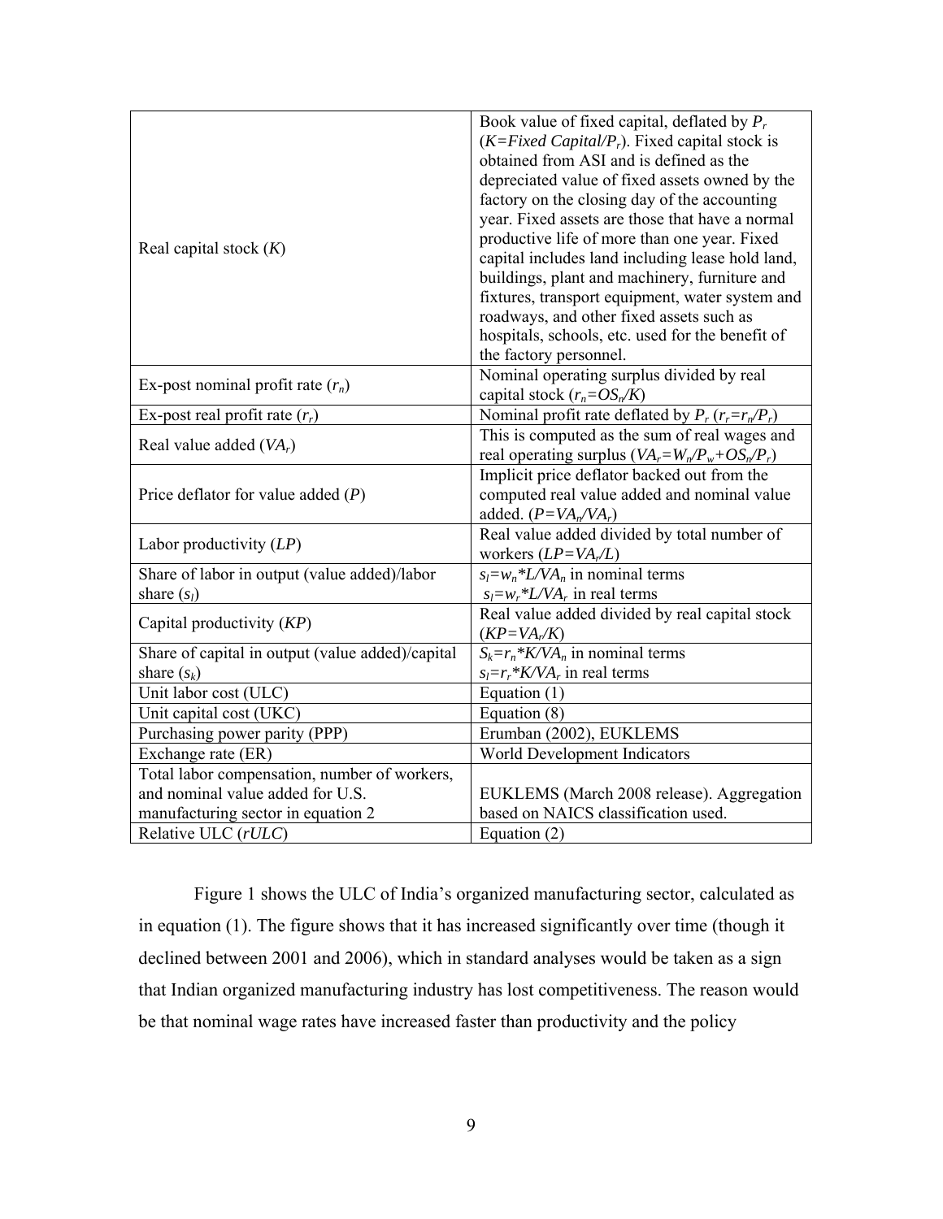| | |
|---|---|
| Real capital stock ($K$) | Book value of fixed capital, deflated by $P_r$ ($K$=*Fixed Capital*/$P_r$). Fixed capital stock is obtained from ASI and is defined as the depreciated value of fixed assets owned by the factory on the closing day of the accounting year. Fixed assets are those that have a normal productive life of more than one year. Fixed capital includes land including lease hold land, buildings, plant and machinery, furniture and fixtures, transport equipment, water system and roadways, and other fixed assets such as hospitals, schools, etc. used for the benefit of the factory personnel. |
| Ex-post nominal profit rate ($r_n$) | Nominal operating surplus divided by real capital stock ($r_n=OS_n/K$) |
| Ex-post real profit rate ($r_r$) | Nominal profit rate deflated by $P_r$ ($r_r=r_n/P_r$) |
| Real value added ($VA_r$) | This is computed as the sum of real wages and real operating surplus ($VA_r=W_n/P_w+OS_n/P_r$) |
| Price deflator for value added ($P$) | Implicit price deflator backed out from the computed real value added and nominal value added. ($P=VA_n/VA_r$) |
| Labor productivity ($LP$) | Real value added divided by total number of workers ($LP=VA_r/L$) |
| Share of labor in output (value added)/labor share ($s_l$) | $s_l=w_n{*}L/VA_n$ in nominal terms<br>$s_l=w_r{*}L/VA_r$ in real terms |
| Capital productivity ($KP$) | Real value added divided by real capital stock ($KP=VA_r/K$) |
| Share of capital in output (value added)/capital share ($s_k$) | $S_k=r_n{*}K/VA_n$ in nominal terms<br>$s_l=r_r{*}K/VA_r$ in real terms |
| Unit labor cost (ULC) | Equation (1) |
| Unit capital cost (UKC) | Equation (8) |
| Purchasing power parity (PPP) | Erumban (2002), EUKLEMS |
| Exchange rate (ER) | World Development Indicators |
| Total labor compensation, number of workers, and nominal value added for U.S. manufacturing sector in equation 2 | EUKLEMS (March 2008 release). Aggregation based on NAICS classification used. |
| Relative ULC ($rULC$) | Equation (2) |

Figure 1 shows the ULC of India's organized manufacturing sector, calculated as in equation (1). The figure shows that it has increased significantly over time (though it declined between 2001 and 2006), which in standard analyses would be taken as a sign that Indian organized manufacturing industry has lost competitiveness. The reason would be that nominal wage rates have increased faster than productivity and the policy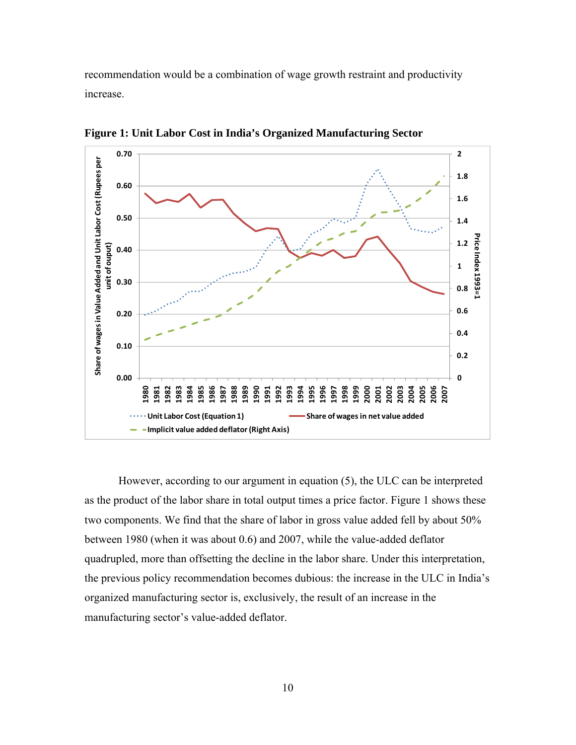recommendation would be a combination of wage growth restraint and productivity increase.

**Figure 1: Unit Labor Cost in India's Organized Manufacturing Sector**

Share of wages in Value Added and Unit Labor Cost (Rupees per unit of ouput)

0.70
0.60
0.50
0.40
0.30
0.20
0.10
0.00

Price Index 1993=1

2
1.8
1.6
1.4
1.2
1
0.8
0.6
0.4
0.2
0

1980 1981 1982 1983 1984 1985 1986 1987 1988 1989 1990 1991 1992 1993 1994 1995 1996 1997 1998 1999 2000 2001 2002 2003 2004 2005 2006 2007

Unit Labor Cost (Equation 1)
Share of wages in net value added
Implicit value added deflator (Right Axis)

However, according to our argument in equation (5), the ULC can be interpreted as the product of the labor share in total output times a price factor. Figure 1 shows these two components. We find that the share of labor in gross value added fell by about 50% between 1980 (when it was about 0.6) and 2007, while the value-added deflator quadrupled, more than offsetting the decline in the labor share. Under this interpretation, the previous policy recommendation becomes dubious: the increase in the ULC in India's organized manufacturing sector is, exclusively, the result of an increase in the manufacturing sector's value-added deflator.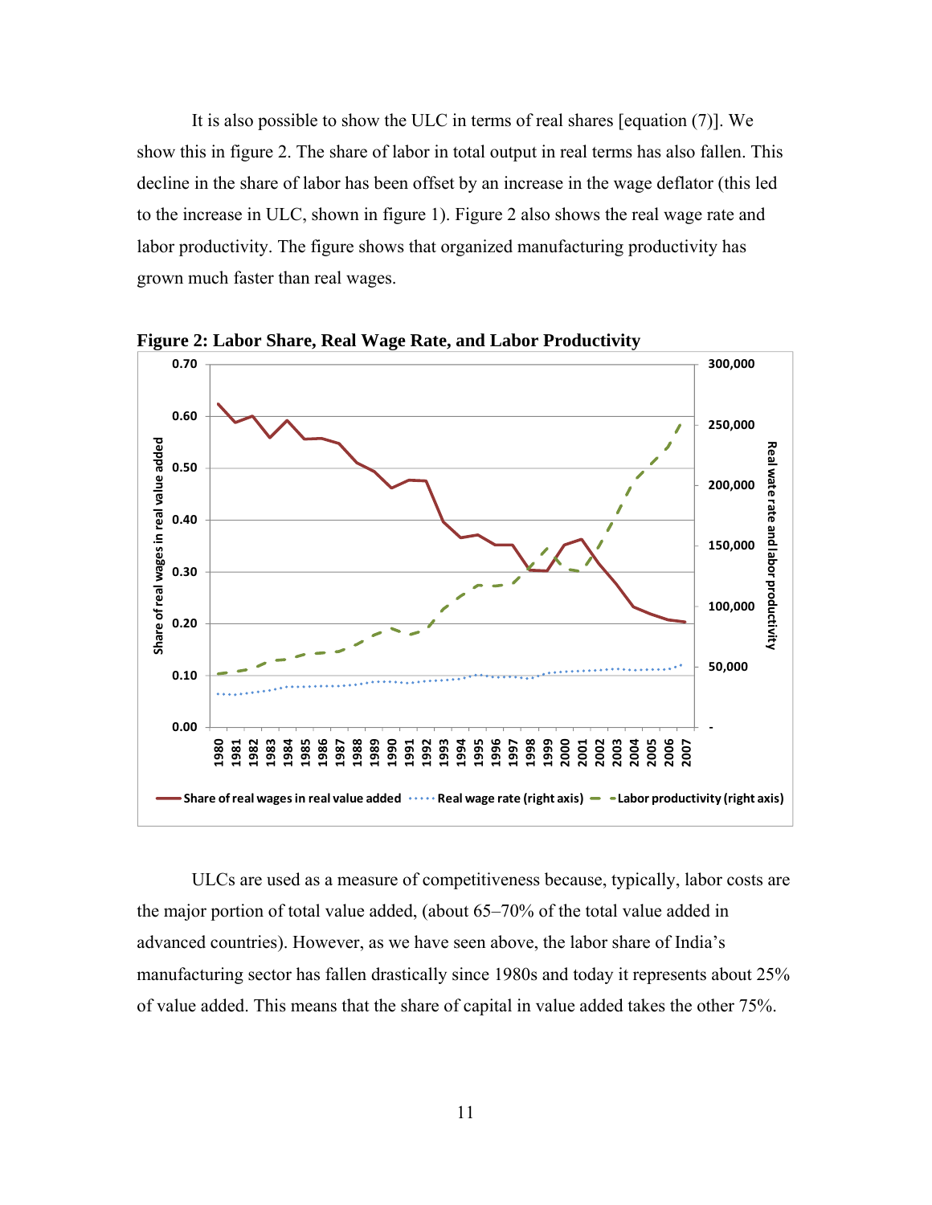It is also possible to show the ULC in terms of real shares [equation (7)]. We show this in figure 2. The share of labor in total output in real terms has also fallen. This decline in the share of labor has been offset by an increase in the wage deflator (this led to the increase in ULC, shown in figure 1). Figure 2 also shows the real wage rate and labor productivity. The figure shows that organized manufacturing productivity has grown much faster than real wages.

**Figure 2: Labor Share, Real Wage Rate, and Labor Productivity**

Share of real wages in real value added

0.70
0.60
0.50
0.40
0.30
0.20
0.10
0.00

Real wate rate and labor productivity

300,000
250,000
200,000
150,000
100,000
50,000
-

1980 1981 1982 1983 1984 1985 1986 1987 1988 1989 1990 1991 1992 1993 1994 1995 1996 1997 1998 1999 2000 2001 2002 2003 2004 2005 2006 2007

Share of real wages in real value added | Real wage rate (right axis) | Labor productivity (right axis)

ULCs are used as a measure of competitiveness because, typically, labor costs are the major portion of total value added, (about 65–70% of the total value added in advanced countries). However, as we have seen above, the labor share of India's manufacturing sector has fallen drastically since 1980s and today it represents about 25% of value added. This means that the share of capital in value added takes the other 75%.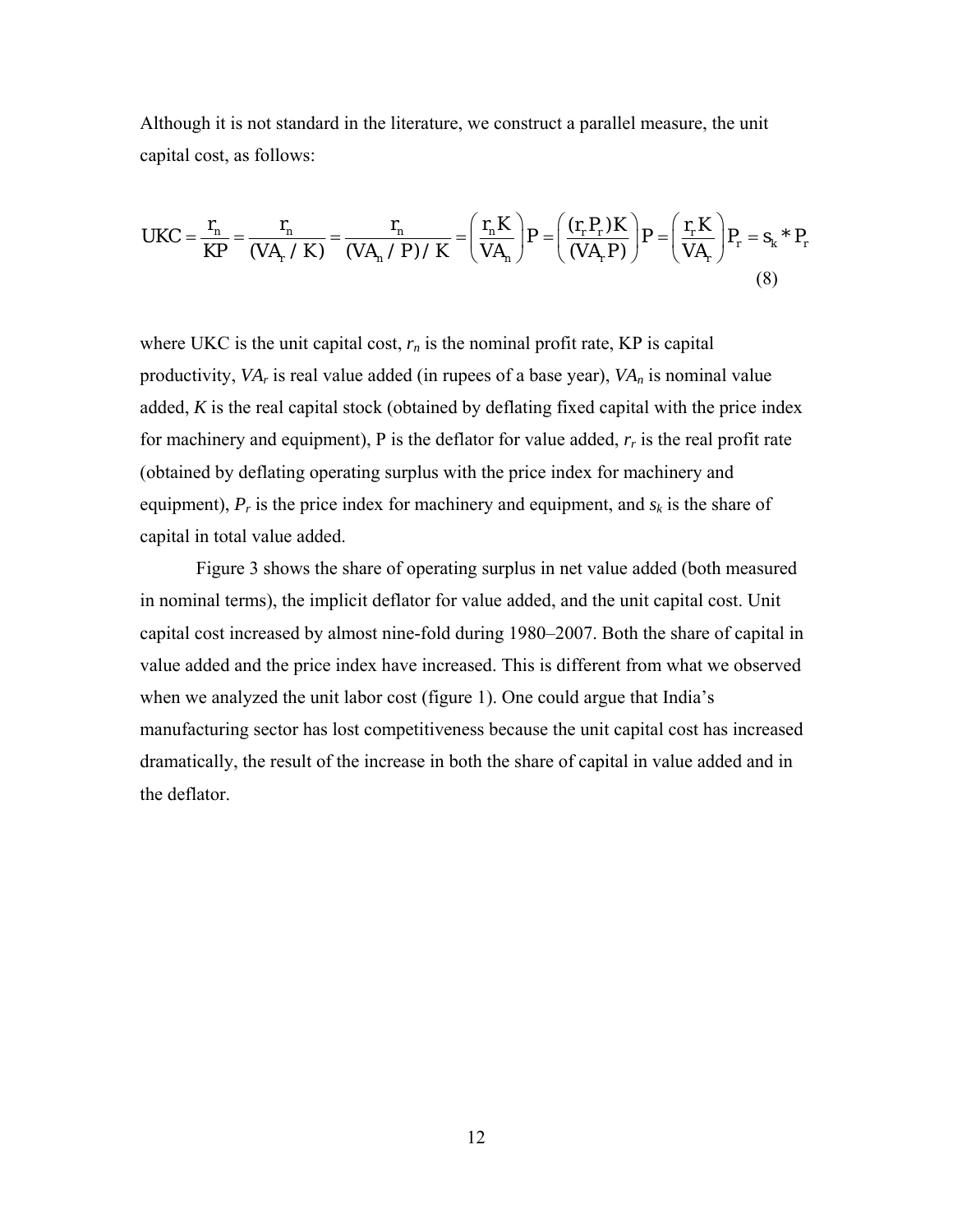Although it is not standard in the literature, we construct a parallel measure, the unit capital cost, as follows:

$$UKC = \frac{r_n}{KP} = \frac{r_n}{(VA_r / K)} = \frac{r_n}{(VA_n / P)/ K} = \left(\frac{r_n K}{VA_n}\right) P = \left(\frac{(r_r P_r)K}{(VA_r P)}\right) P = \left(\frac{r_r K}{VA_r}\right) P_r = s_k * P_r \tag{8}$$

where UKC is the unit capital cost, $r_n$ is the nominal profit rate, KP is capital productivity, $VA_r$ is real value added (in rupees of a base year), $VA_n$ is nominal value added, $K$ is the real capital stock (obtained by deflating fixed capital with the price index for machinery and equipment), P is the deflator for value added, $r_r$ is the real profit rate (obtained by deflating operating surplus with the price index for machinery and equipment), $P_r$ is the price index for machinery and equipment, and $s_k$ is the share of capital in total value added.

Figure 3 shows the share of operating surplus in net value added (both measured in nominal terms), the implicit deflator for value added, and the unit capital cost. Unit capital cost increased by almost nine-fold during 1980–2007. Both the share of capital in value added and the price index have increased. This is different from what we observed when we analyzed the unit labor cost (figure 1). One could argue that India's manufacturing sector has lost competitiveness because the unit capital cost has increased dramatically, the result of the increase in both the share of capital in value added and in the deflator.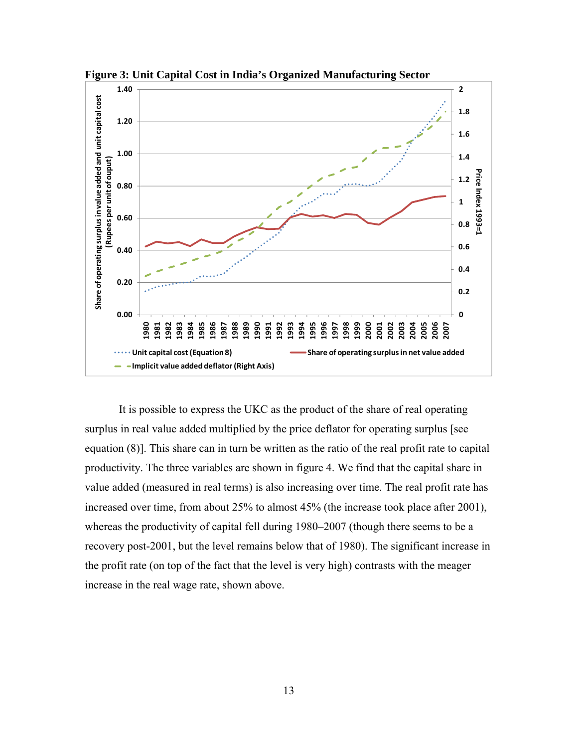**Figure 3: Unit Capital Cost in India's Organized Manufacturing Sector**

Share of operating surplus in value added and unit capital cost (Rupees per unit of ouput)

1.40
1.20
1.00
0.80
0.60
0.40
0.20
0.00

Price Index 1993=1

2
1.8
1.6
1.4
1.2
1
0.8
0.6
0.4
0.2
0

1980 1981 1982 1983 1984 1985 1986 1987 1988 1989 1990 1991 1992 1993 1994 1995 1996 1997 1998 1999 2000 2001 2002 2003 2004 2005 2006 2007

Unit capital cost (Equation 8)
Share of operating surplus in net value added
Implicit value added deflator (Right Axis)

It is possible to express the UKC as the product of the share of real operating surplus in real value added multiplied by the price deflator for operating surplus [see equation (8)]. This share can in turn be written as the ratio of the real profit rate to capital productivity. The three variables are shown in figure 4. We find that the capital share in value added (measured in real terms) is also increasing over time. The real profit rate has increased over time, from about 25% to almost 45% (the increase took place after 2001), whereas the productivity of capital fell during 1980–2007 (though there seems to be a recovery post-2001, but the level remains below that of 1980). The significant increase in the profit rate (on top of the fact that the level is very high) contrasts with the meager increase in the real wage rate, shown above.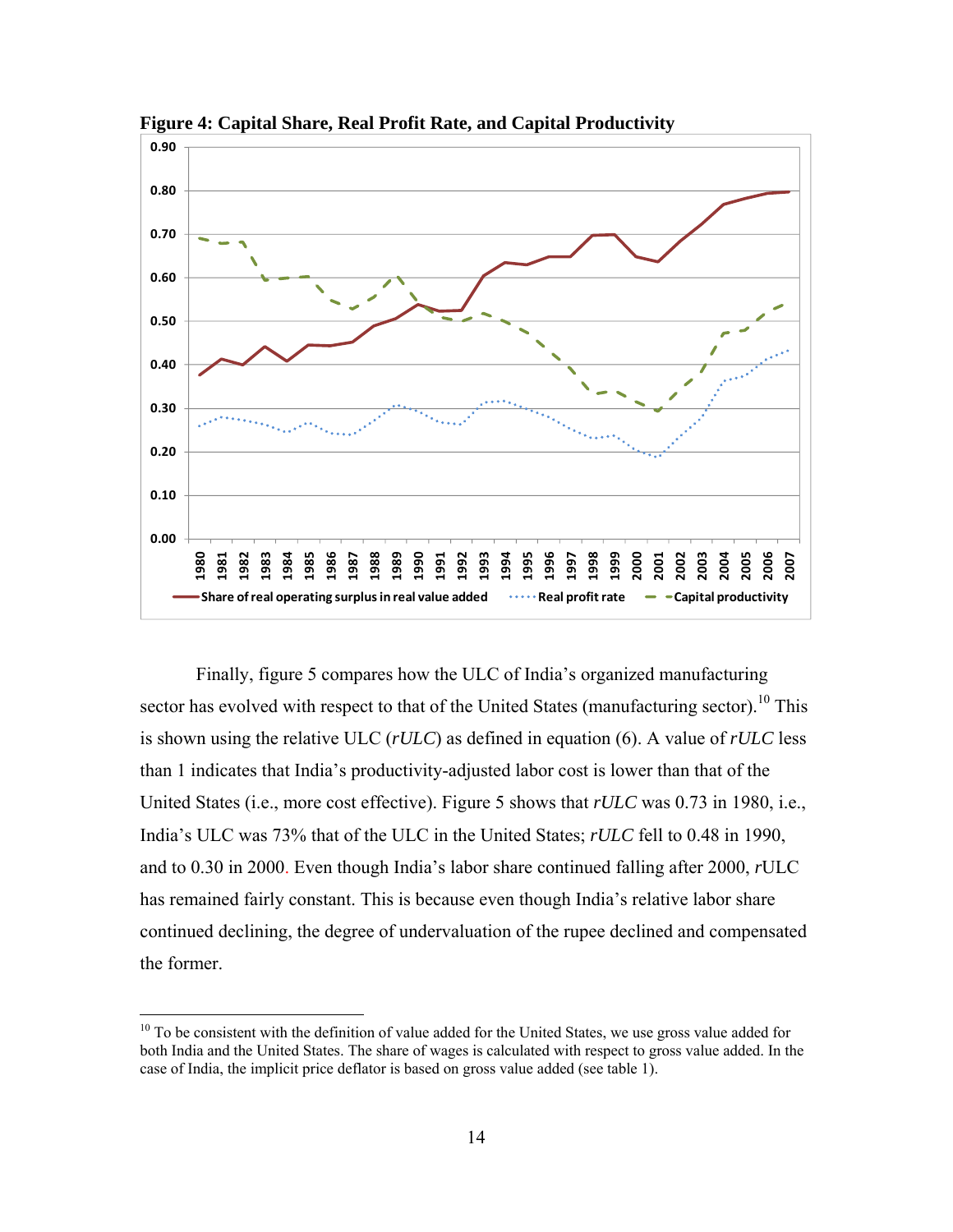**Figure 4: Capital Share, Real Profit Rate, and Capital Productivity**

0.90
0.80
0.70
0.60
0.50
0.40
0.30
0.20
0.10
0.00

1980 1981 1982 1983 1984 1985 1986 1987 1988 1989 1990 1991 1992 1993 1994 1995 1996 1997 1998 1999 2000 2001 2002 2003 2004 2005 2006 2007

Share of real operating surplus in real value added
Real profit rate
Capital productivity

Finally, figure 5 compares how the ULC of India's organized manufacturing sector has evolved with respect to that of the United States (manufacturing sector).[10] This is shown using the relative ULC (*rULC*) as defined in equation (6). A value of *rULC* less than 1 indicates that India's productivity-adjusted labor cost is lower than that of the United States (i.e., more cost effective). Figure 5 shows that *rULC* was 0.73 in 1980, i.e., India's ULC was 73% that of the ULC in the United States; *rULC* fell to 0.48 in 1990, and to 0.30 in 2000. Even though India's labor share continued falling after 2000, *r*ULC has remained fairly constant. This is because even though India's relative labor share continued declining, the degree of undervaluation of the rupee declined and compensated the former.

[10] To be consistent with the definition of value added for the United States, we use gross value added for both India and the United States. The share of wages is calculated with respect to gross value added. In the case of India, the implicit price deflator is based on gross value added (see table 1).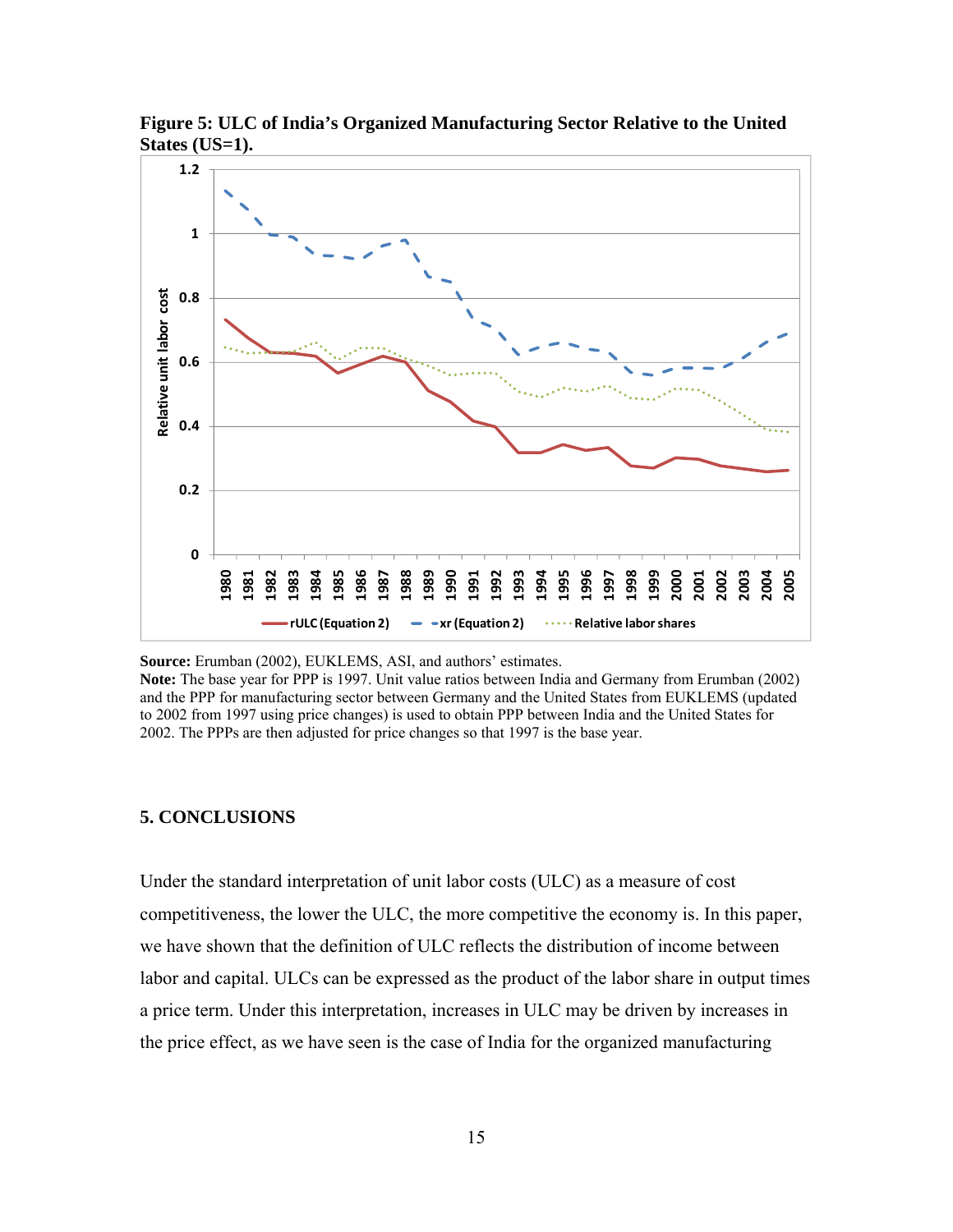**Figure 5: ULC of India's Organized Manufacturing Sector Relative to the United States (US=1).**

Relative unit labor cost

1.2
1
0.8
0.6
0.4
0.2
0

1980 1981 1982 1983 1984 1985 1986 1987 1988 1989 1990 1991 1992 1993 1994 1995 1996 1997 1998 1999 2000 2001 2002 2003 2004 2005

rULC (Equation 2) xr (Equation 2) Relative labor shares

**Source:** Erumban (2002), EUKLEMS, ASI, and authors' estimates.
**Note:** The base year for PPP is 1997. Unit value ratios between India and Germany from Erumban (2002) and the PPP for manufacturing sector between Germany and the United States from EUKLEMS (updated to 2002 from 1997 using price changes) is used to obtain PPP between India and the United States for 2002. The PPPs are then adjusted for price changes so that 1997 is the base year.

## 5. CONCLUSIONS

Under the standard interpretation of unit labor costs (ULC) as a measure of cost competitiveness, the lower the ULC, the more competitive the economy is. In this paper, we have shown that the definition of ULC reflects the distribution of income between labor and capital. ULCs can be expressed as the product of the labor share in output times a price term. Under this interpretation, increases in ULC may be driven by increases in the price effect, as we have seen is the case of India for the organized manufacturing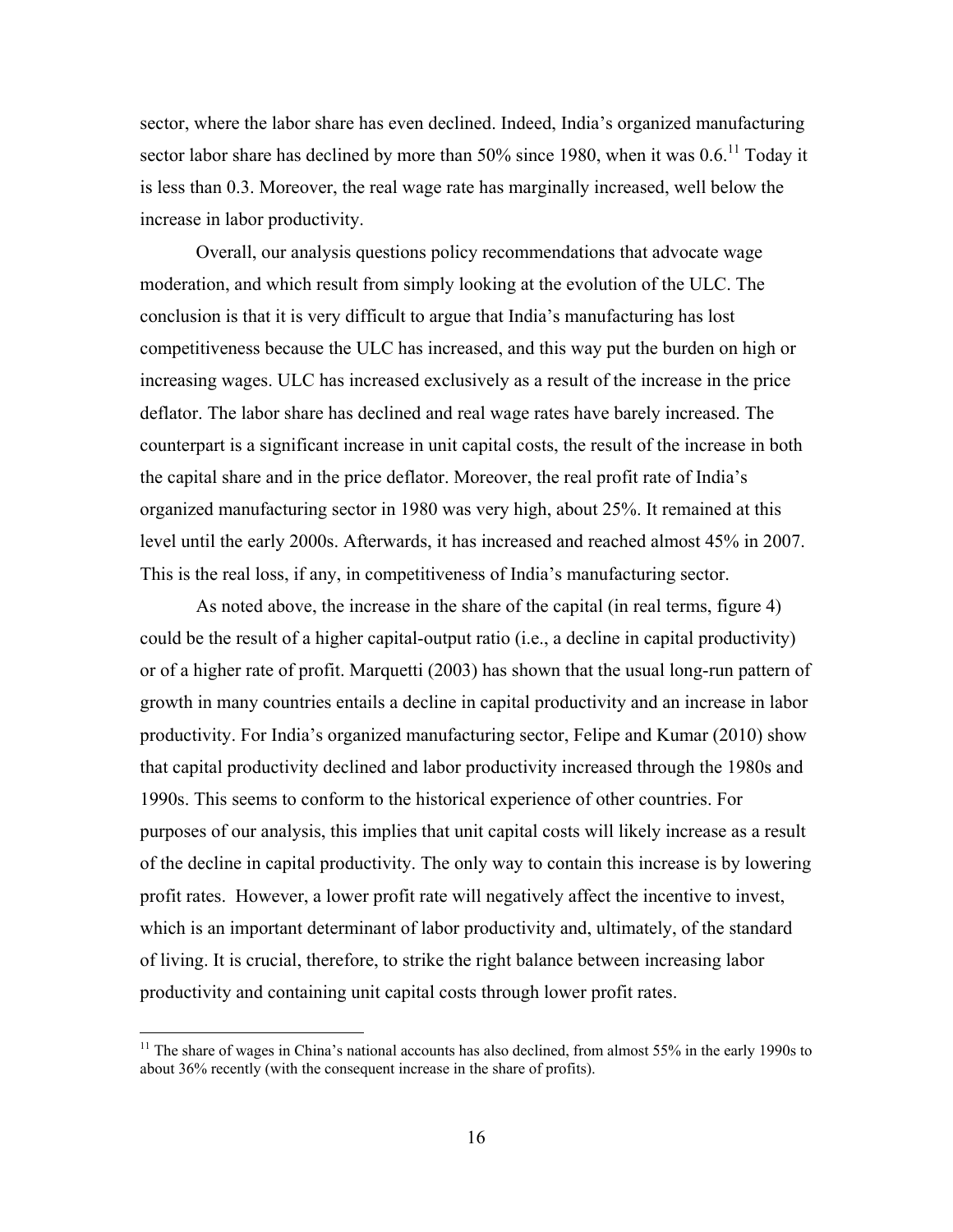sector, where the labor share has even declined. Indeed, India's organized manufacturing sector labor share has declined by more than 50% since 1980, when it was 0.6.[11] Today it is less than 0.3. Moreover, the real wage rate has marginally increased, well below the increase in labor productivity.

Overall, our analysis questions policy recommendations that advocate wage moderation, and which result from simply looking at the evolution of the ULC. The conclusion is that it is very difficult to argue that India's manufacturing has lost competitiveness because the ULC has increased, and this way put the burden on high or increasing wages. ULC has increased exclusively as a result of the increase in the price deflator. The labor share has declined and real wage rates have barely increased. The counterpart is a significant increase in unit capital costs, the result of the increase in both the capital share and in the price deflator. Moreover, the real profit rate of India's organized manufacturing sector in 1980 was very high, about 25%. It remained at this level until the early 2000s. Afterwards, it has increased and reached almost 45% in 2007. This is the real loss, if any, in competitiveness of India's manufacturing sector.

As noted above, the increase in the share of the capital (in real terms, figure 4) could be the result of a higher capital-output ratio (i.e., a decline in capital productivity) or of a higher rate of profit. Marquetti (2003) has shown that the usual long-run pattern of growth in many countries entails a decline in capital productivity and an increase in labor productivity. For India's organized manufacturing sector, Felipe and Kumar (2010) show that capital productivity declined and labor productivity increased through the 1980s and 1990s. This seems to conform to the historical experience of other countries. For purposes of our analysis, this implies that unit capital costs will likely increase as a result of the decline in capital productivity. The only way to contain this increase is by lowering profit rates. However, a lower profit rate will negatively affect the incentive to invest, which is an important determinant of labor productivity and, ultimately, of the standard of living. It is crucial, therefore, to strike the right balance between increasing labor productivity and containing unit capital costs through lower profit rates.

[11] The share of wages in China's national accounts has also declined, from almost 55% in the early 1990s to about 36% recently (with the consequent increase in the share of profits).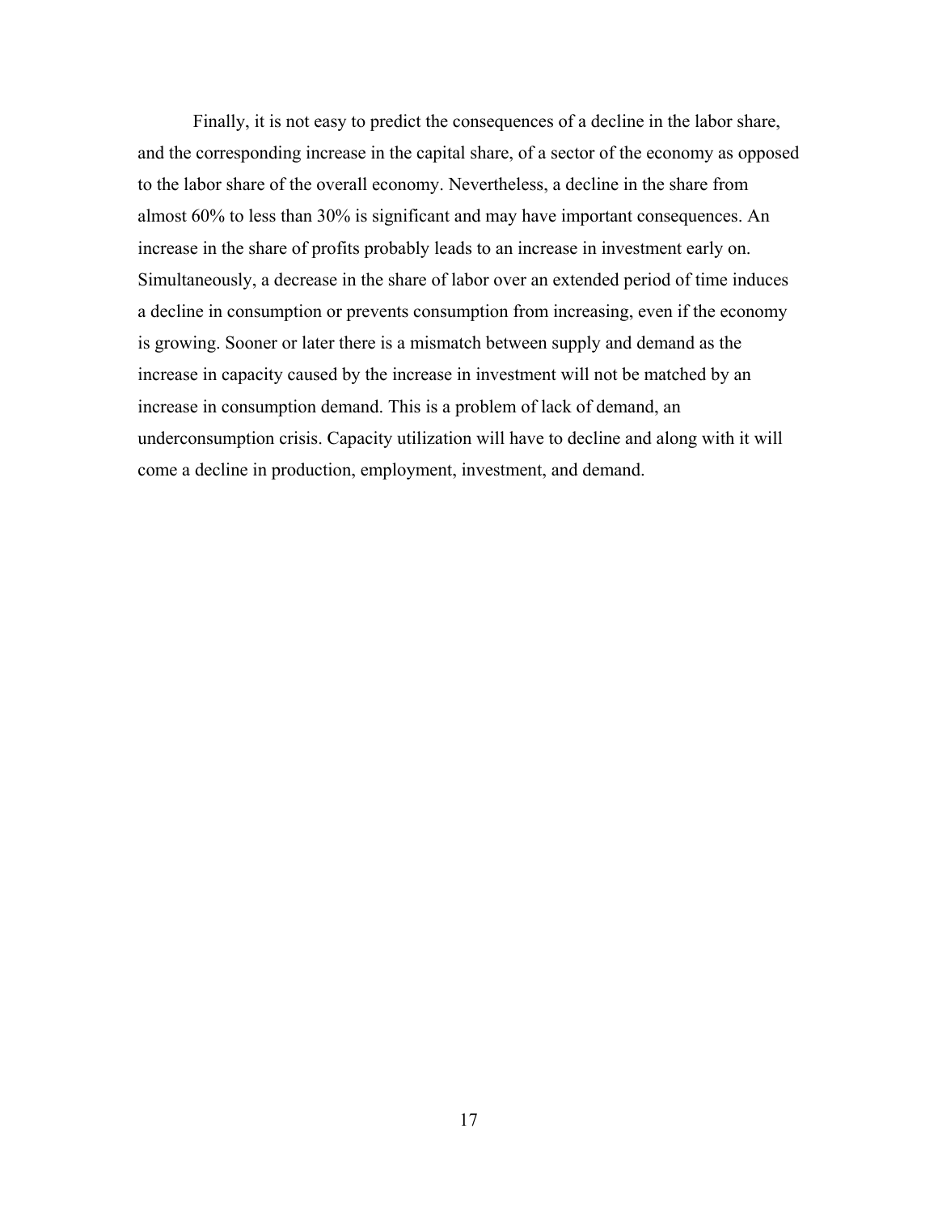Finally, it is not easy to predict the consequences of a decline in the labor share, and the corresponding increase in the capital share, of a sector of the economy as opposed to the labor share of the overall economy. Nevertheless, a decline in the share from almost 60% to less than 30% is significant and may have important consequences. An increase in the share of profits probably leads to an increase in investment early on. Simultaneously, a decrease in the share of labor over an extended period of time induces a decline in consumption or prevents consumption from increasing, even if the economy is growing. Sooner or later there is a mismatch between supply and demand as the increase in capacity caused by the increase in investment will not be matched by an increase in consumption demand. This is a problem of lack of demand, an underconsumption crisis. Capacity utilization will have to decline and along with it will come a decline in production, employment, investment, and demand.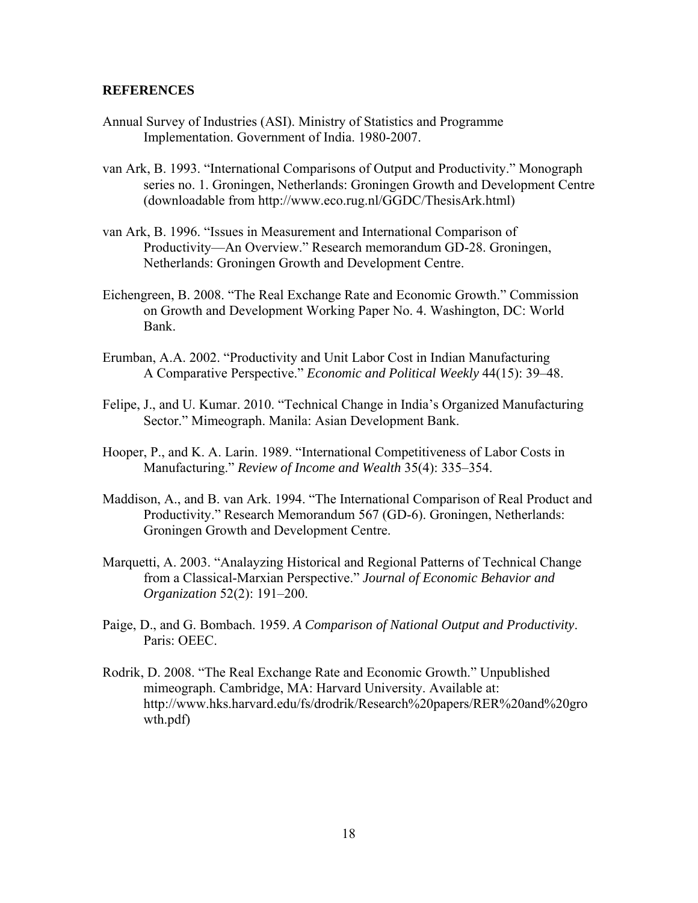**REFERENCES**

Annual Survey of Industries (ASI). Ministry of Statistics and Programme Implementation. Government of India. 1980-2007.

van Ark, B. 1993. "International Comparisons of Output and Productivity." Monograph series no. 1. Groningen, Netherlands: Groningen Growth and Development Centre (downloadable from http://www.eco.rug.nl/GGDC/ThesisArk.html)

van Ark, B. 1996. "Issues in Measurement and International Comparison of Productivity—An Overview." Research memorandum GD-28. Groningen, Netherlands: Groningen Growth and Development Centre.

Eichengreen, B. 2008. "The Real Exchange Rate and Economic Growth." Commission on Growth and Development Working Paper No. 4. Washington, DC: World Bank.

Erumban, A.A. 2002. "Productivity and Unit Labor Cost in Indian Manufacturing A Comparative Perspective." *Economic and Political Weekly* 44(15): 39–48.

Felipe, J., and U. Kumar. 2010. "Technical Change in India's Organized Manufacturing Sector." Mimeograph. Manila: Asian Development Bank.

Hooper, P., and K. A. Larin. 1989. "International Competitiveness of Labor Costs in Manufacturing." *Review of Income and Wealth* 35(4): 335–354.

Maddison, A., and B. van Ark. 1994. "The International Comparison of Real Product and Productivity." Research Memorandum 567 (GD-6). Groningen, Netherlands: Groningen Growth and Development Centre.

Marquetti, A. 2003. "Analayzing Historical and Regional Patterns of Technical Change from a Classical-Marxian Perspective." *Journal of Economic Behavior and Organization* 52(2): 191–200.

Paige, D., and G. Bombach. 1959. *A Comparison of National Output and Productivity*. Paris: OEEC.

Rodrik, D. 2008. "The Real Exchange Rate and Economic Growth." Unpublished mimeograph. Cambridge, MA: Harvard University. Available at: http://www.hks.harvard.edu/fs/drodrik/Research%20papers/RER%20and%20growth.pdf)